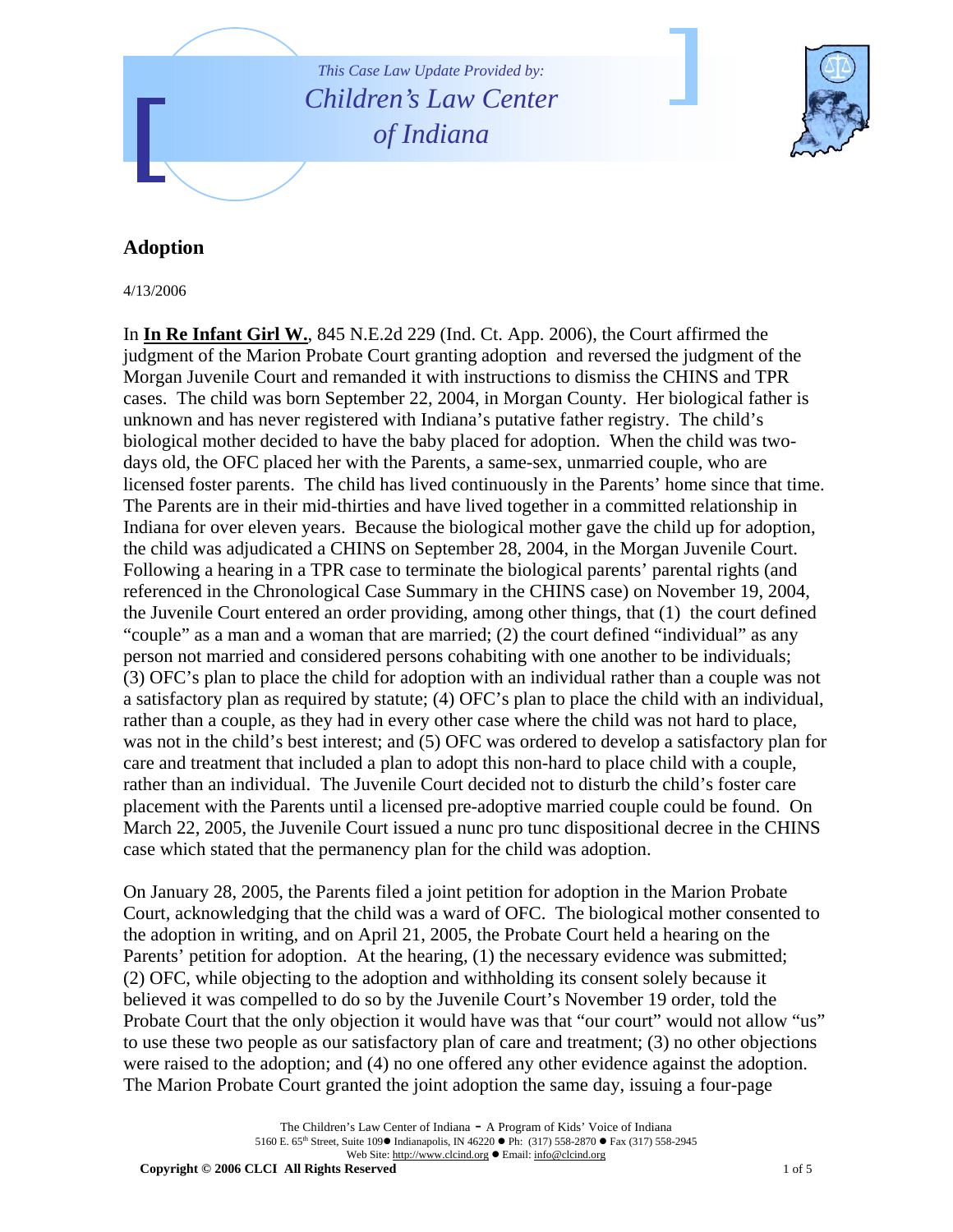*This Case Law Update Provided by:*
*Children's Law Center of Indiana*

## Adoption

4/13/2006

In **In Re Infant Girl W.**, 845 N.E.2d 229 (Ind. Ct. App. 2006), the Court affirmed the judgment of the Marion Probate Court granting adoption and reversed the judgment of the Morgan Juvenile Court and remanded it with instructions to dismiss the CHINS and TPR cases. The child was born September 22, 2004, in Morgan County. Her biological father is unknown and has never registered with Indiana's putative father registry. The child's biological mother decided to have the baby placed for adoption. When the child was two-days old, the OFC placed her with the Parents, a same-sex, unmarried couple, who are licensed foster parents. The child has lived continuously in the Parents' home since that time. The Parents are in their mid-thirties and have lived together in a committed relationship in Indiana for over eleven years. Because the biological mother gave the child up for adoption, the child was adjudicated a CHINS on September 28, 2004, in the Morgan Juvenile Court. Following a hearing in a TPR case to terminate the biological parents' parental rights (and referenced in the Chronological Case Summary in the CHINS case) on November 19, 2004, the Juvenile Court entered an order providing, among other things, that (1) the court defined "couple" as a man and a woman that are married; (2) the court defined "individual" as any person not married and considered persons cohabiting with one another to be individuals; (3) OFC's plan to place the child for adoption with an individual rather than a couple was not a satisfactory plan as required by statute; (4) OFC's plan to place the child with an individual, rather than a couple, as they had in every other case where the child was not hard to place, was not in the child's best interest; and (5) OFC was ordered to develop a satisfactory plan for care and treatment that included a plan to adopt this non-hard to place child with a couple, rather than an individual. The Juvenile Court decided not to disturb the child's foster care placement with the Parents until a licensed pre-adoptive married couple could be found. On March 22, 2005, the Juvenile Court issued a nunc pro tunc dispositional decree in the CHINS case which stated that the permanency plan for the child was adoption.

On January 28, 2005, the Parents filed a joint petition for adoption in the Marion Probate Court, acknowledging that the child was a ward of OFC. The biological mother consented to the adoption in writing, and on April 21, 2005, the Probate Court held a hearing on the Parents' petition for adoption. At the hearing, (1) the necessary evidence was submitted; (2) OFC, while objecting to the adoption and withholding its consent solely because it believed it was compelled to do so by the Juvenile Court's November 19 order, told the Probate Court that the only objection it would have was that "our court" would not allow "us" to use these two people as our satisfactory plan of care and treatment; (3) no other objections were raised to the adoption; and (4) no one offered any other evidence against the adoption. The Marion Probate Court granted the joint adoption the same day, issuing a four-page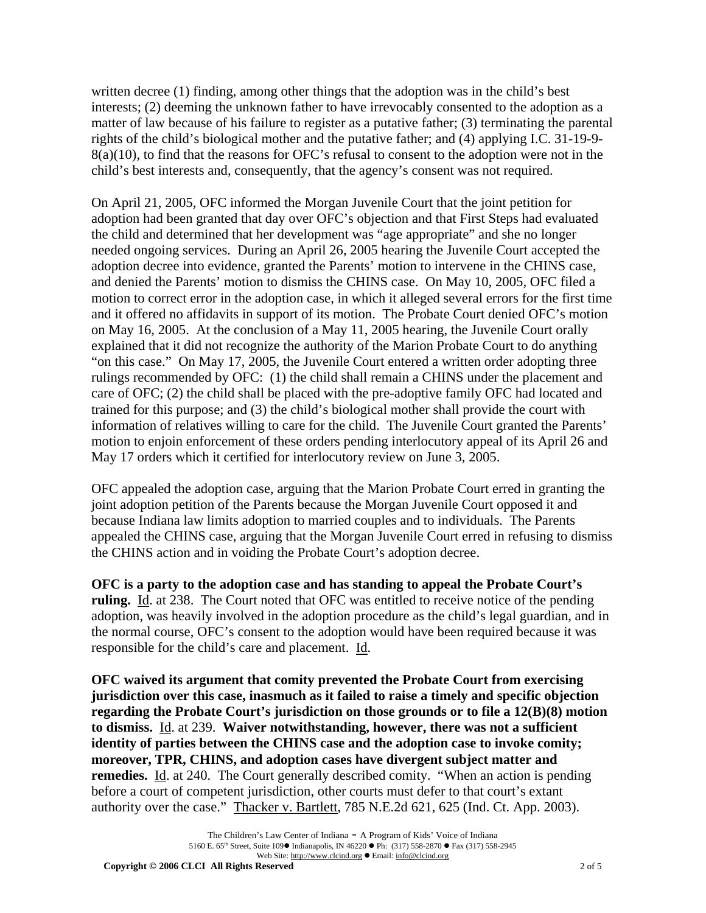written decree (1) finding, among other things that the adoption was in the child's best interests; (2) deeming the unknown father to have irrevocably consented to the adoption as a matter of law because of his failure to register as a putative father; (3) terminating the parental rights of the child's biological mother and the putative father; and (4) applying I.C. 31-19-9-8(a)(10), to find that the reasons for OFC's refusal to consent to the adoption were not in the child's best interests and, consequently, that the agency's consent was not required.

On April 21, 2005, OFC informed the Morgan Juvenile Court that the joint petition for adoption had been granted that day over OFC's objection and that First Steps had evaluated the child and determined that her development was "age appropriate" and she no longer needed ongoing services. During an April 26, 2005 hearing the Juvenile Court accepted the adoption decree into evidence, granted the Parents' motion to intervene in the CHINS case, and denied the Parents' motion to dismiss the CHINS case. On May 10, 2005, OFC filed a motion to correct error in the adoption case, in which it alleged several errors for the first time and it offered no affidavits in support of its motion. The Probate Court denied OFC's motion on May 16, 2005. At the conclusion of a May 11, 2005 hearing, the Juvenile Court orally explained that it did not recognize the authority of the Marion Probate Court to do anything "on this case." On May 17, 2005, the Juvenile Court entered a written order adopting three rulings recommended by OFC: (1) the child shall remain a CHINS under the placement and care of OFC; (2) the child shall be placed with the pre-adoptive family OFC had located and trained for this purpose; and (3) the child's biological mother shall provide the court with information of relatives willing to care for the child. The Juvenile Court granted the Parents' motion to enjoin enforcement of these orders pending interlocutory appeal of its April 26 and May 17 orders which it certified for interlocutory review on June 3, 2005.

OFC appealed the adoption case, arguing that the Marion Probate Court erred in granting the joint adoption petition of the Parents because the Morgan Juvenile Court opposed it and because Indiana law limits adoption to married couples and to individuals. The Parents appealed the CHINS case, arguing that the Morgan Juvenile Court erred in refusing to dismiss the CHINS action and in voiding the Probate Court's adoption decree.

**OFC is a party to the adoption case and has standing to appeal the Probate Court's ruling.** Id. at 238. The Court noted that OFC was entitled to receive notice of the pending adoption, was heavily involved in the adoption procedure as the child's legal guardian, and in the normal course, OFC's consent to the adoption would have been required because it was responsible for the child's care and placement. Id.

**OFC waived its argument that comity prevented the Probate Court from exercising jurisdiction over this case, inasmuch as it failed to raise a timely and specific objection regarding the Probate Court's jurisdiction on those grounds or to file a 12(B)(8) motion to dismiss.** Id. at 239. **Waiver notwithstanding, however, there was not a sufficient identity of parties between the CHINS case and the adoption case to invoke comity; moreover, TPR, CHINS, and adoption cases have divergent subject matter and remedies.** Id. at 240. The Court generally described comity. "When an action is pending before a court of competent jurisdiction, other courts must defer to that court's extant authority over the case." Thacker v. Bartlett, 785 N.E.2d 621, 625 (Ind. Ct. App. 2003).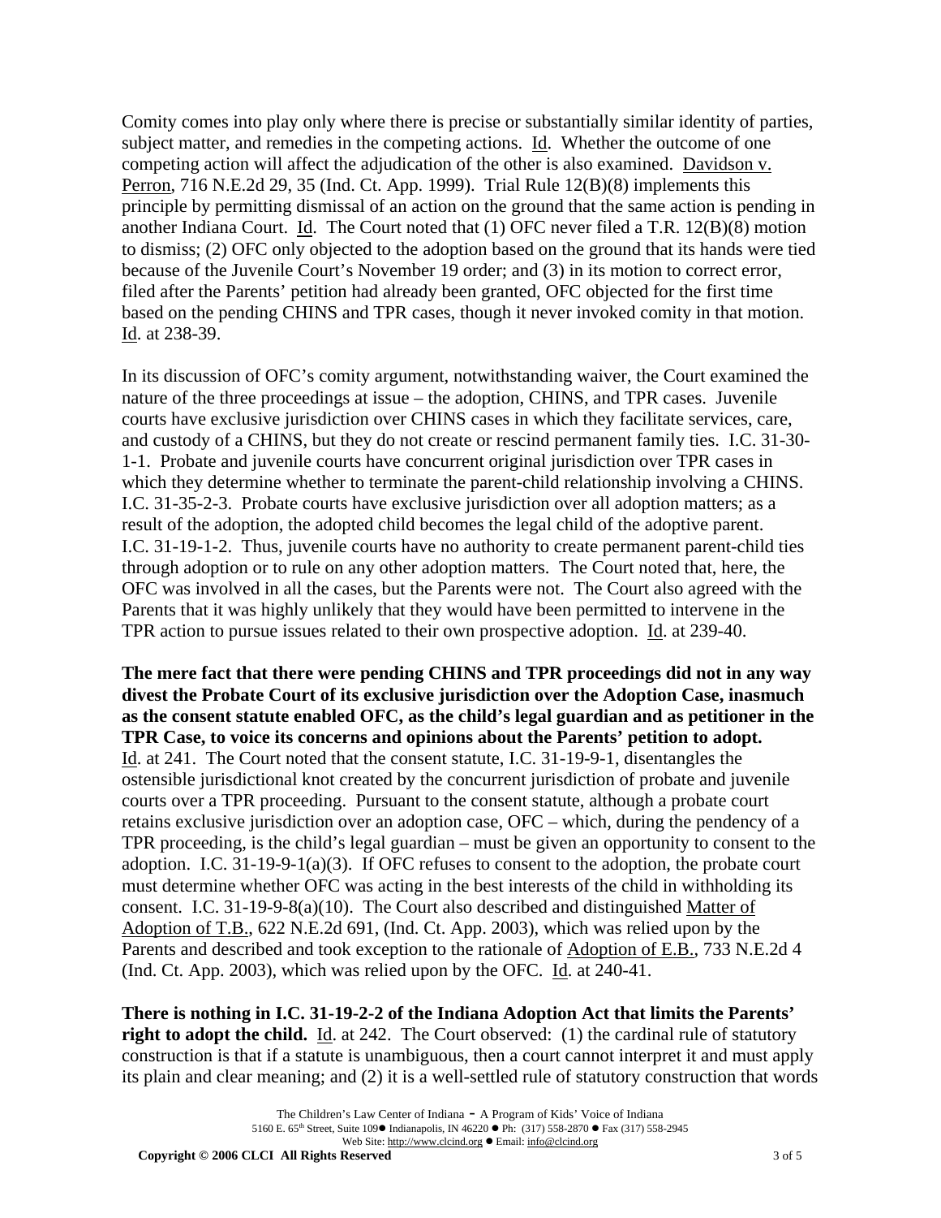Comity comes into play only where there is precise or substantially similar identity of parties, subject matter, and remedies in the competing actions. Id. Whether the outcome of one competing action will affect the adjudication of the other is also examined. Davidson v. Perron, 716 N.E.2d 29, 35 (Ind. Ct. App. 1999). Trial Rule 12(B)(8) implements this principle by permitting dismissal of an action on the ground that the same action is pending in another Indiana Court. Id. The Court noted that (1) OFC never filed a T.R. 12(B)(8) motion to dismiss; (2) OFC only objected to the adoption based on the ground that its hands were tied because of the Juvenile Court's November 19 order; and (3) in its motion to correct error, filed after the Parents' petition had already been granted, OFC objected for the first time based on the pending CHINS and TPR cases, though it never invoked comity in that motion. Id. at 238-39.

In its discussion of OFC's comity argument, notwithstanding waiver, the Court examined the nature of the three proceedings at issue – the adoption, CHINS, and TPR cases. Juvenile courts have exclusive jurisdiction over CHINS cases in which they facilitate services, care, and custody of a CHINS, but they do not create or rescind permanent family ties. I.C. 31-30-1-1. Probate and juvenile courts have concurrent original jurisdiction over TPR cases in which they determine whether to terminate the parent-child relationship involving a CHINS. I.C. 31-35-2-3. Probate courts have exclusive jurisdiction over all adoption matters; as a result of the adoption, the adopted child becomes the legal child of the adoptive parent. I.C. 31-19-1-2. Thus, juvenile courts have no authority to create permanent parent-child ties through adoption or to rule on any other adoption matters. The Court noted that, here, the OFC was involved in all the cases, but the Parents were not. The Court also agreed with the Parents that it was highly unlikely that they would have been permitted to intervene in the TPR action to pursue issues related to their own prospective adoption. Id. at 239-40.

**The mere fact that there were pending CHINS and TPR proceedings did not in any way divest the Probate Court of its exclusive jurisdiction over the Adoption Case, inasmuch as the consent statute enabled OFC, as the child's legal guardian and as petitioner in the TPR Case, to voice its concerns and opinions about the Parents' petition to adopt.** Id. at 241. The Court noted that the consent statute, I.C. 31-19-9-1, disentangles the ostensible jurisdictional knot created by the concurrent jurisdiction of probate and juvenile courts over a TPR proceeding. Pursuant to the consent statute, although a probate court retains exclusive jurisdiction over an adoption case, OFC – which, during the pendency of a TPR proceeding, is the child's legal guardian – must be given an opportunity to consent to the adoption. I.C. 31-19-9-1(a)(3). If OFC refuses to consent to the adoption, the probate court must determine whether OFC was acting in the best interests of the child in withholding its consent. I.C. 31-19-9-8(a)(10). The Court also described and distinguished Matter of Adoption of T.B., 622 N.E.2d 691, (Ind. Ct. App. 2003), which was relied upon by the Parents and described and took exception to the rationale of Adoption of E.B., 733 N.E.2d 4 (Ind. Ct. App. 2003), which was relied upon by the OFC. Id. at 240-41.

**There is nothing in I.C. 31-19-2-2 of the Indiana Adoption Act that limits the Parents' right to adopt the child.** Id. at 242. The Court observed: (1) the cardinal rule of statutory construction is that if a statute is unambiguous, then a court cannot interpret it and must apply its plain and clear meaning; and (2) it is a well-settled rule of statutory construction that words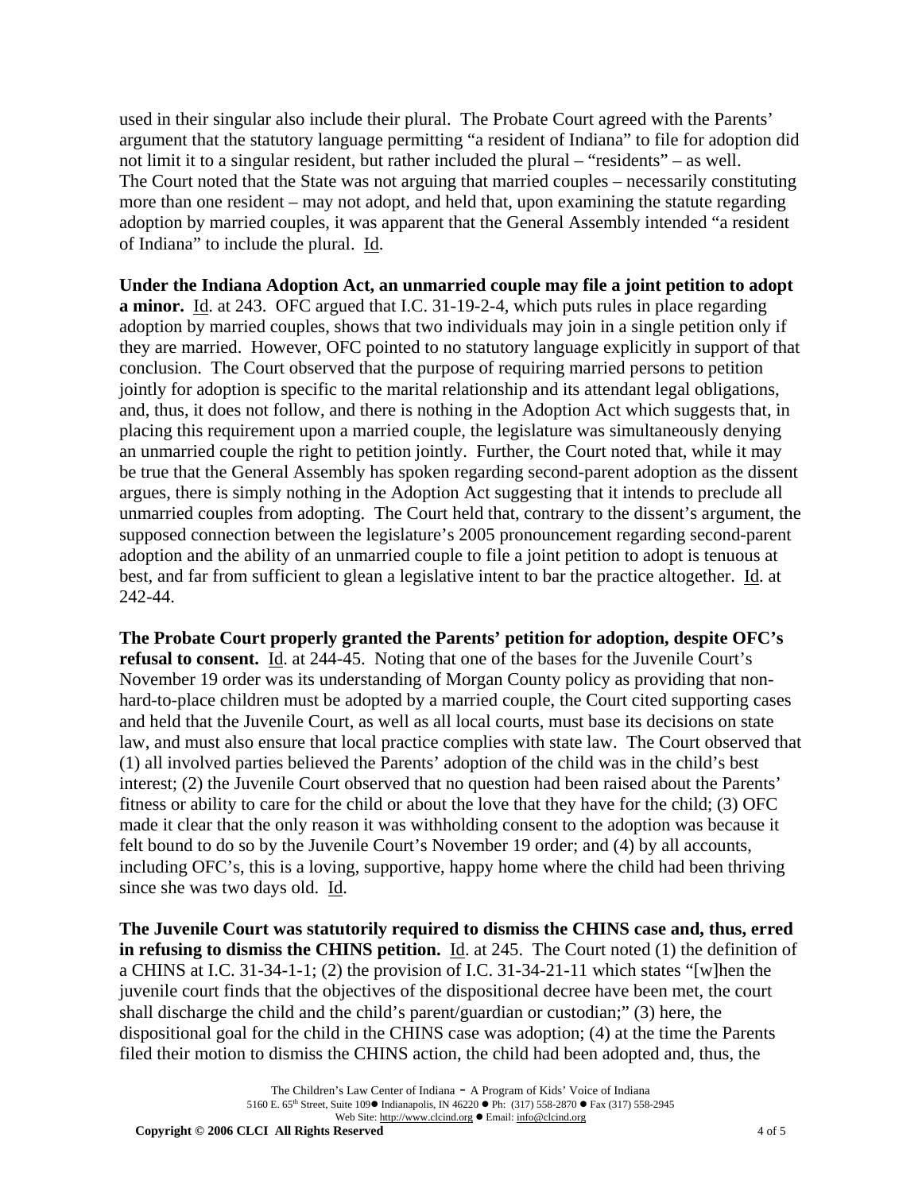used in their singular also include their plural. The Probate Court agreed with the Parents' argument that the statutory language permitting "a resident of Indiana" to file for adoption did not limit it to a singular resident, but rather included the plural – "residents" – as well. The Court noted that the State was not arguing that married couples – necessarily constituting more than one resident – may not adopt, and held that, upon examining the statute regarding adoption by married couples, it was apparent that the General Assembly intended "a resident of Indiana" to include the plural. Id.

**Under the Indiana Adoption Act, an unmarried couple may file a joint petition to adopt a minor.** Id. at 243. OFC argued that I.C. 31-19-2-4, which puts rules in place regarding adoption by married couples, shows that two individuals may join in a single petition only if they are married. However, OFC pointed to no statutory language explicitly in support of that conclusion. The Court observed that the purpose of requiring married persons to petition jointly for adoption is specific to the marital relationship and its attendant legal obligations, and, thus, it does not follow, and there is nothing in the Adoption Act which suggests that, in placing this requirement upon a married couple, the legislature was simultaneously denying an unmarried couple the right to petition jointly. Further, the Court noted that, while it may be true that the General Assembly has spoken regarding second-parent adoption as the dissent argues, there is simply nothing in the Adoption Act suggesting that it intends to preclude all unmarried couples from adopting. The Court held that, contrary to the dissent's argument, the supposed connection between the legislature's 2005 pronouncement regarding second-parent adoption and the ability of an unmarried couple to file a joint petition to adopt is tenuous at best, and far from sufficient to glean a legislative intent to bar the practice altogether. Id. at 242-44.

**The Probate Court properly granted the Parents' petition for adoption, despite OFC's refusal to consent.** Id. at 244-45. Noting that one of the bases for the Juvenile Court's November 19 order was its understanding of Morgan County policy as providing that non-hard-to-place children must be adopted by a married couple, the Court cited supporting cases and held that the Juvenile Court, as well as all local courts, must base its decisions on state law, and must also ensure that local practice complies with state law. The Court observed that (1) all involved parties believed the Parents' adoption of the child was in the child's best interest; (2) the Juvenile Court observed that no question had been raised about the Parents' fitness or ability to care for the child or about the love that they have for the child; (3) OFC made it clear that the only reason it was withholding consent to the adoption was because it felt bound to do so by the Juvenile Court's November 19 order; and (4) by all accounts, including OFC's, this is a loving, supportive, happy home where the child had been thriving since she was two days old. Id.

**The Juvenile Court was statutorily required to dismiss the CHINS case and, thus, erred in refusing to dismiss the CHINS petition.** Id. at 245. The Court noted (1) the definition of a CHINS at I.C. 31-34-1-1; (2) the provision of I.C. 31-34-21-11 which states "[w]hen the juvenile court finds that the objectives of the dispositional decree have been met, the court shall discharge the child and the child's parent/guardian or custodian;" (3) here, the dispositional goal for the child in the CHINS case was adoption; (4) at the time the Parents filed their motion to dismiss the CHINS action, the child had been adopted and, thus, the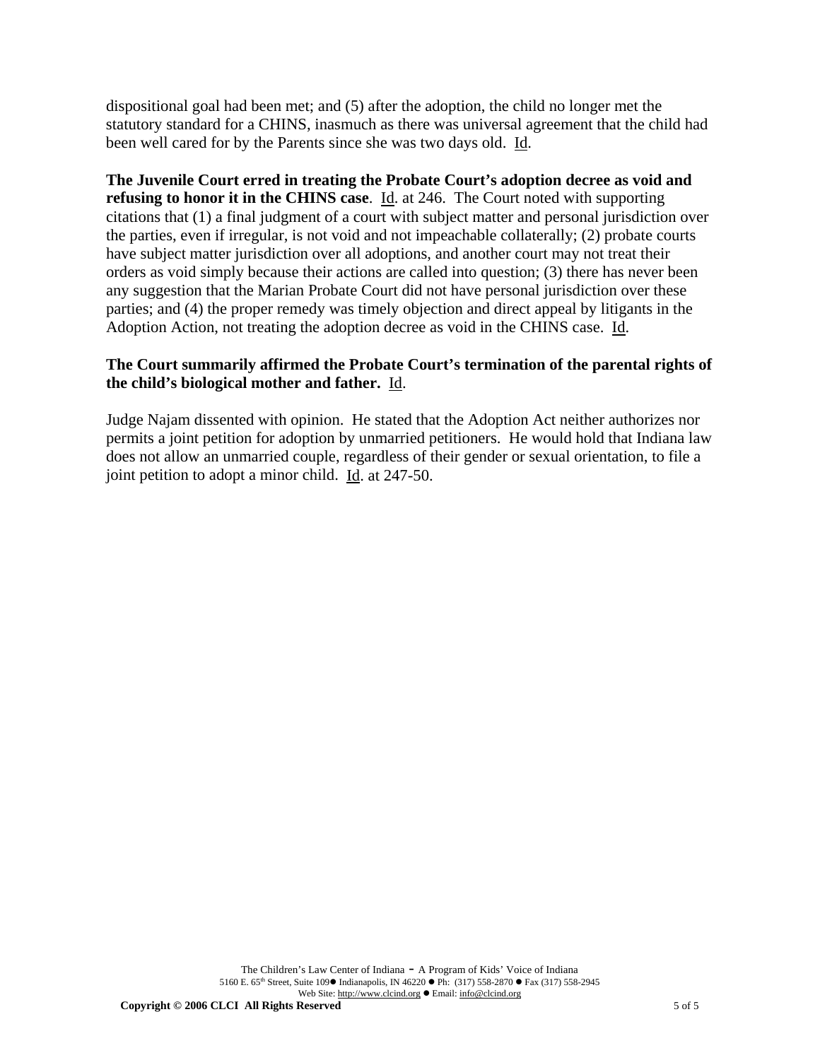dispositional goal had been met; and (5) after the adoption, the child no longer met the statutory standard for a CHINS, inasmuch as there was universal agreement that the child had been well cared for by the Parents since she was two days old. Id.

**The Juvenile Court erred in treating the Probate Court's adoption decree as void and refusing to honor it in the CHINS case**. Id. at 246. The Court noted with supporting citations that (1) a final judgment of a court with subject matter and personal jurisdiction over the parties, even if irregular, is not void and not impeachable collaterally; (2) probate courts have subject matter jurisdiction over all adoptions, and another court may not treat their orders as void simply because their actions are called into question; (3) there has never been any suggestion that the Marian Probate Court did not have personal jurisdiction over these parties; and (4) the proper remedy was timely objection and direct appeal by litigants in the Adoption Action, not treating the adoption decree as void in the CHINS case. Id.

**The Court summarily affirmed the Probate Court's termination of the parental rights of the child's biological mother and father.** Id.

Judge Najam dissented with opinion. He stated that the Adoption Act neither authorizes nor permits a joint petition for adoption by unmarried petitioners. He would hold that Indiana law does not allow an unmarried couple, regardless of their gender or sexual orientation, to file a joint petition to adopt a minor child. Id. at 247-50.